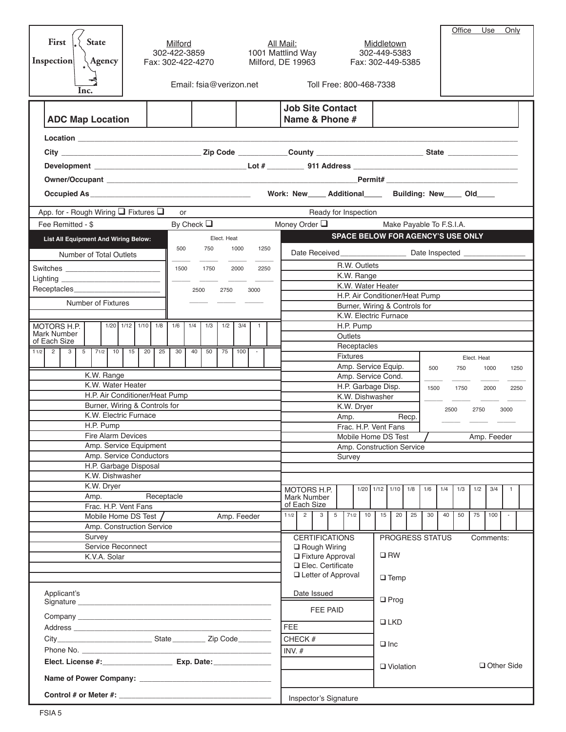**First State Inspection Agency Inc.**

Milford
302-422-3859
Fax: 302-422-4270

All Mail:
1001 Mattlind Way
Milford, DE 19963

Middletown
302-449-5383
Fax: 302-449-5385

Email: fsia@verizon.net

Toll Free: 800-468-7338

Office Use Only

| ADC Map Location | | | | Job Site Contact Name & Phone # | |
|---|---|---|---|---|---|

Location ____________________________________________

City ______________ Zip Code ________ County ______________ State ________

Development ______________ Lot # ________ 911 Address ______________

Owner/Occupant ______________________________ Permit# ______________

Occupied As ______________________ Work: New____ Additional____ Building: New____ Old____

App. for - Rough Wiring ❑ Fixtures ❑ or Ready for Inspection

Fee Remitted - $ By Check ❑ Money Order ❑ Make Payable To F.S.I.A.

**List All Equipment And Wiring Below:**

Number of Total Outlets

Switches ______________

Lighting ______________

Receptacles ______________

Number of Fixtures

Elect. Heat

| 500 | 750 | 1000 | 1250 |
|---|---|---|---|
| ____ | ____ | ____ | ____ |
| 1500 | 1750 | 2000 | 2250 |
| ____ | ____ | ____ | ____ |
| 2500 | 2750 | 3000 | |
| ____ | ____ | ____ | |

| MOTORS H.P. Mark Number of Each Size | | 1/20 | 1/12 | 1/10 | 1/8 | 1/6 | 1/4 | 1/3 | 1/2 | 3/4 | 1 | |
|---|---|---|---|---|---|---|---|---|---|---|---|---|
| 1 1/2 | 2 | 3 | 5 | 7 1/2 | 10 | 15 | 20 | 25 | 30 | 40 | 50 | 75 | 100 | - | |

K.W. Range
K.W. Water Heater
H.P. Air Conditioner/Heat Pump
Burner, Wiring & Controls for
K.W. Electric Furnace
H.P. Pump
Fire Alarm Devices
Amp. Service Equipment
Amp. Service Conductors
H.P. Garbage Disposal
K.W. Dishwasher
K.W. Dryer
Amp. Receptacle
Frac. H.P. Vent Fans
Mobile Home DS Test / Amp. Feeder
Amp. Construction Service
Survey
Service Reconnect
K.V.A. Solar

Applicant's Signature ______________________

Company ______________________

Address ______________________

City ______________ State ________ Zip Code ________

Phone No. ______________________

**Elect. License #:** ______________ **Exp. Date:** ______________

**Name of Power Company:** ______________________

**Control # or Meter #:** ______________________

**SPACE BELOW FOR AGENCY'S USE ONLY**

Date Received ______________ Date Inspected ______________

R.W. Outlets
K.W. Range
K.W. Water Heater
H.P. Air Conditioner/Heat Pump
Burner, Wiring & Controls for
K.W. Electric Furnace
H.P. Pump
Outlets
Receptacles
Fixtures
Amp. Service Equip.
Amp. Service Cond.
H.P. Garbage Disp.
K.W. Dishwasher
K.W. Dryer
Amp. Recp.
Frac. H.P. Vent Fans
Mobile Home DS Test / Amp. Feeder
Amp. Construction Service
Survey

Elect. Heat

| 500 | 750 | 1000 | 1250 |
|---|---|---|---|
| ____ | ____ | ____ | ____ |
| 1500 | 1750 | 2000 | 2250 |
| ____ | ____ | ____ | ____ |
| 2500 | 2750 | 3000 | |
| ____ | ____ | ____ | |

| MOTORS H.P. Mark Number of Each Size | | 1/20 | 1/12 | 1/10 | 1/8 | 1/6 | 1/4 | 1/3 | 1/2 | 3/4 | 1 | |
|---|---|---|---|---|---|---|---|---|---|---|---|---|
| 1 1/2 | 2 | 3 | 5 | 7 1/2 | 10 | 15 | 20 | 25 | 30 | 40 | 50 | 75 | 100 | - | |

CERTIFICATIONS
❑ Rough Wiring
❑ Fixture Approval
❑ Elec. Certificate
❑ Letter of Approval

Date Issued

FEE PAID

FEE
CHECK #
INV. #

PROGRESS STATUS
❑ RW
❑ Temp
❑ Prog
❑ LKD
❑ Inc
❑ Violation

Comments:

❑ Other Side

Inspector's Signature

FSIA 5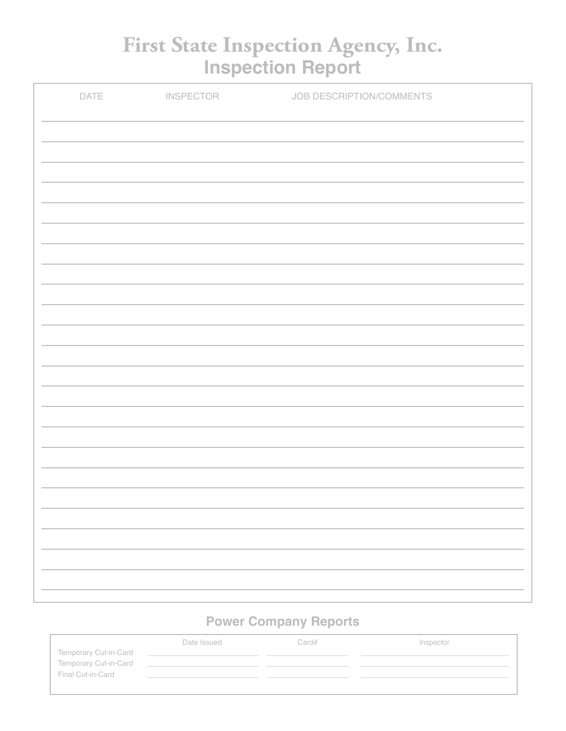# First State Inspection Agency, Inc.

## Inspection Report

| DATE | INSPECTOR | JOB DESCRIPTION/COMMENTS |
|---|---|---|
| | | |
| | | |
| | | |
| | | |
| | | |
| | | |
| | | |
| | | |
| | | |
| | | |
| | | |
| | | |
| | | |
| | | |
| | | |
| | | |
| | | |
| | | |
| | | |
| | | |
| | | |
| | | |
| | | |
| | | |

## Power Company Reports

| | Date Issued | Card# | Inspector |
|---|---|---|---|
| Temporary Cut-in-Card | | | |
| Temporary Cut-in-Card | | | |
| Final Cut-in-Card | | | |